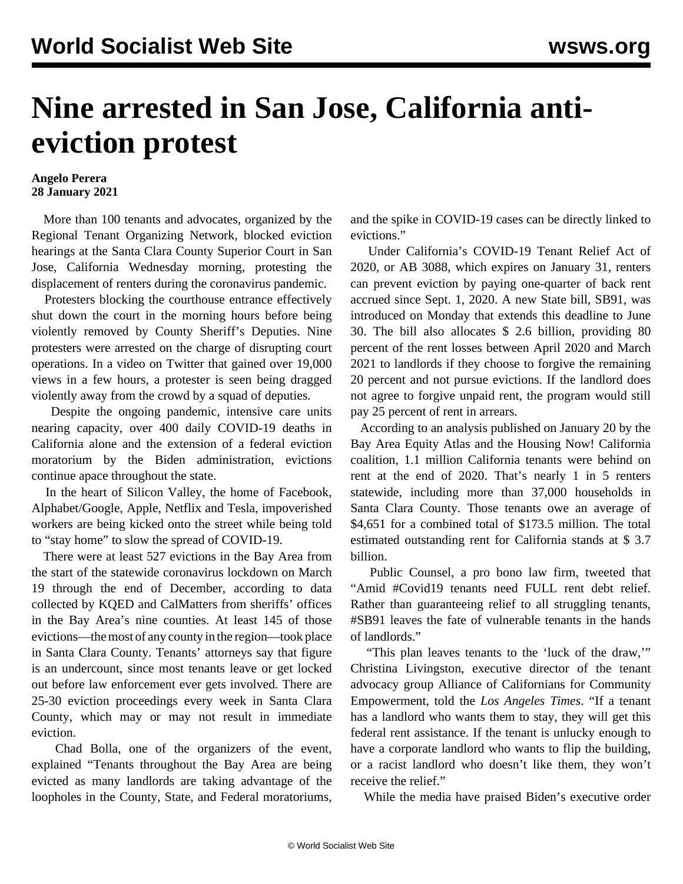# Nine arrested in San Jose, California anti-eviction protest

**Angelo Perera**
**28 January 2021**

More than 100 tenants and advocates, organized by the Regional Tenant Organizing Network, blocked eviction hearings at the Santa Clara County Superior Court in San Jose, California Wednesday morning, protesting the displacement of renters during the coronavirus pandemic.

Protesters blocking the courthouse entrance effectively shut down the court in the morning hours before being violently removed by County Sheriff's Deputies. Nine protesters were arrested on the charge of disrupting court operations. In a video on Twitter that gained over 19,000 views in a few hours, a protester is seen being dragged violently away from the crowd by a squad of deputies.

Despite the ongoing pandemic, intensive care units nearing capacity, over 400 daily COVID-19 deaths in California alone and the extension of a federal eviction moratorium by the Biden administration, evictions continue apace throughout the state.

In the heart of Silicon Valley, the home of Facebook, Alphabet/Google, Apple, Netflix and Tesla, impoverished workers are being kicked onto the street while being told to "stay home" to slow the spread of COVID-19.

There were at least 527 evictions in the Bay Area from the start of the statewide coronavirus lockdown on March 19 through the end of December, according to data collected by KQED and CalMatters from sheriffs' offices in the Bay Area's nine counties. At least 145 of those evictions—the most of any county in the region—took place in Santa Clara County. Tenants' attorneys say that figure is an undercount, since most tenants leave or get locked out before law enforcement ever gets involved. There are 25-30 eviction proceedings every week in Santa Clara County, which may or may not result in immediate eviction.

Chad Bolla, one of the organizers of the event, explained "Tenants throughout the Bay Area are being evicted as many landlords are taking advantage of the loopholes in the County, State, and Federal moratoriums, and the spike in COVID-19 cases can be directly linked to evictions."

Under California's COVID-19 Tenant Relief Act of 2020, or AB 3088, which expires on January 31, renters can prevent eviction by paying one-quarter of back rent accrued since Sept. 1, 2020. A new State bill, SB91, was introduced on Monday that extends this deadline to June 30. The bill also allocates $ 2.6 billion, providing 80 percent of the rent losses between April 2020 and March 2021 to landlords if they choose to forgive the remaining 20 percent and not pursue evictions. If the landlord does not agree to forgive unpaid rent, the program would still pay 25 percent of rent in arrears.

According to an analysis published on January 20 by the Bay Area Equity Atlas and the Housing Now! California coalition, 1.1 million California tenants were behind on rent at the end of 2020. That's nearly 1 in 5 renters statewide, including more than 37,000 households in Santa Clara County. Those tenants owe an average of $4,651 for a combined total of $173.5 million. The total estimated outstanding rent for California stands at $ 3.7 billion.

Public Counsel, a pro bono law firm, tweeted that "Amid #Covid19 tenants need FULL rent debt relief. Rather than guaranteeing relief to all struggling tenants, #SB91 leaves the fate of vulnerable tenants in the hands of landlords."

"This plan leaves tenants to the 'luck of the draw,'" Christina Livingston, executive director of the tenant advocacy group Alliance of Californians for Community Empowerment, told the *Los Angeles Times*. "If a tenant has a landlord who wants them to stay, they will get this federal rent assistance. If the tenant is unlucky enough to have a corporate landlord who wants to flip the building, or a racist landlord who doesn't like them, they won't receive the relief."

While the media have praised Biden's executive order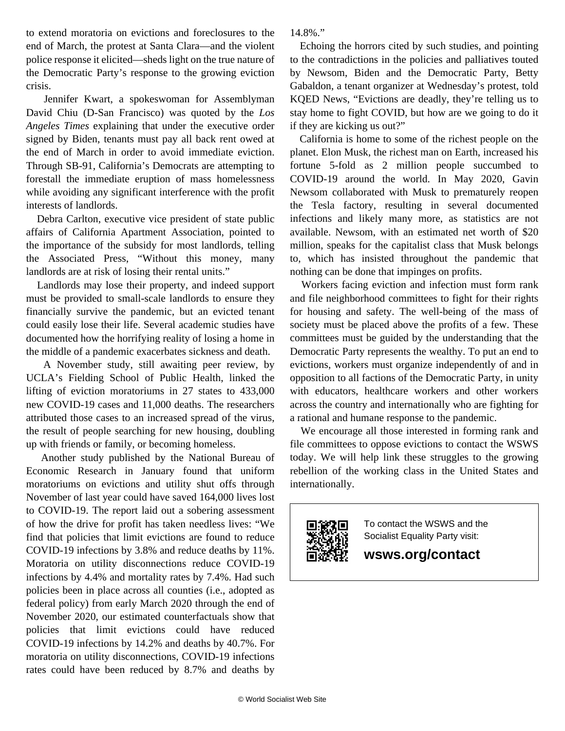to extend moratoria on evictions and foreclosures to the end of March, the protest at Santa Clara—and the violent police response it elicited—sheds light on the true nature of the Democratic Party's response to the growing eviction crisis.

Jennifer Kwart, a spokeswoman for Assemblyman David Chiu (D-San Francisco) was quoted by the *Los Angeles Times* explaining that under the executive order signed by Biden, tenants must pay all back rent owed at the end of March in order to avoid immediate eviction. Through SB-91, California's Democrats are attempting to forestall the immediate eruption of mass homelessness while avoiding any significant interference with the profit interests of landlords.

Debra Carlton, executive vice president of state public affairs of California Apartment Association, pointed to the importance of the subsidy for most landlords, telling the Associated Press, "Without this money, many landlords are at risk of losing their rental units."

Landlords may lose their property, and indeed support must be provided to small-scale landlords to ensure they financially survive the pandemic, but an evicted tenant could easily lose their life. Several academic studies have documented how the horrifying reality of losing a home in the middle of a pandemic exacerbates sickness and death.

A November study, still awaiting peer review, by UCLA's Fielding School of Public Health, linked the lifting of eviction moratoriums in 27 states to 433,000 new COVID-19 cases and 11,000 deaths. The researchers attributed those cases to an increased spread of the virus, the result of people searching for new housing, doubling up with friends or family, or becoming homeless.

Another study published by the National Bureau of Economic Research in January found that uniform moratoriums on evictions and utility shut offs through November of last year could have saved 164,000 lives lost to COVID-19. The report laid out a sobering assessment of how the drive for profit has taken needless lives: "We find that policies that limit evictions are found to reduce COVID-19 infections by 3.8% and reduce deaths by 11%. Moratoria on utility disconnections reduce COVID-19 infections by 4.4% and mortality rates by 7.4%. Had such policies been in place across all counties (i.e., adopted as federal policy) from early March 2020 through the end of November 2020, our estimated counterfactuals show that policies that limit evictions could have reduced COVID-19 infections by 14.2% and deaths by 40.7%. For moratoria on utility disconnections, COVID-19 infections rates could have been reduced by 8.7% and deaths by 14.8%."

Echoing the horrors cited by such studies, and pointing to the contradictions in the policies and palliatives touted by Newsom, Biden and the Democratic Party, Betty Gabaldon, a tenant organizer at Wednesday's protest, told KQED News, "Evictions are deadly, they're telling us to stay home to fight COVID, but how are we going to do it if they are kicking us out?"

California is home to some of the richest people on the planet. Elon Musk, the richest man on Earth, increased his fortune 5-fold as 2 million people succumbed to COVID-19 around the world. In May 2020, Gavin Newsom collaborated with Musk to prematurely reopen the Tesla factory, resulting in several documented infections and likely many more, as statistics are not available. Newsom, with an estimated net worth of $20 million, speaks for the capitalist class that Musk belongs to, which has insisted throughout the pandemic that nothing can be done that impinges on profits.

Workers facing eviction and infection must form rank and file neighborhood committees to fight for their rights for housing and safety. The well-being of the mass of society must be placed above the profits of a few. These committees must be guided by the understanding that the Democratic Party represents the wealthy. To put an end to evictions, workers must organize independently of and in opposition to all factions of the Democratic Party, in unity with educators, healthcare workers and other workers across the country and internationally who are fighting for a rational and humane response to the pandemic.

We encourage all those interested in forming rank and file committees to oppose evictions to contact the WSWS today. We will help link these struggles to the growing rebellion of the working class in the United States and internationally.

To contact the WSWS and the Socialist Equality Party visit:

**wsws.org/contact**